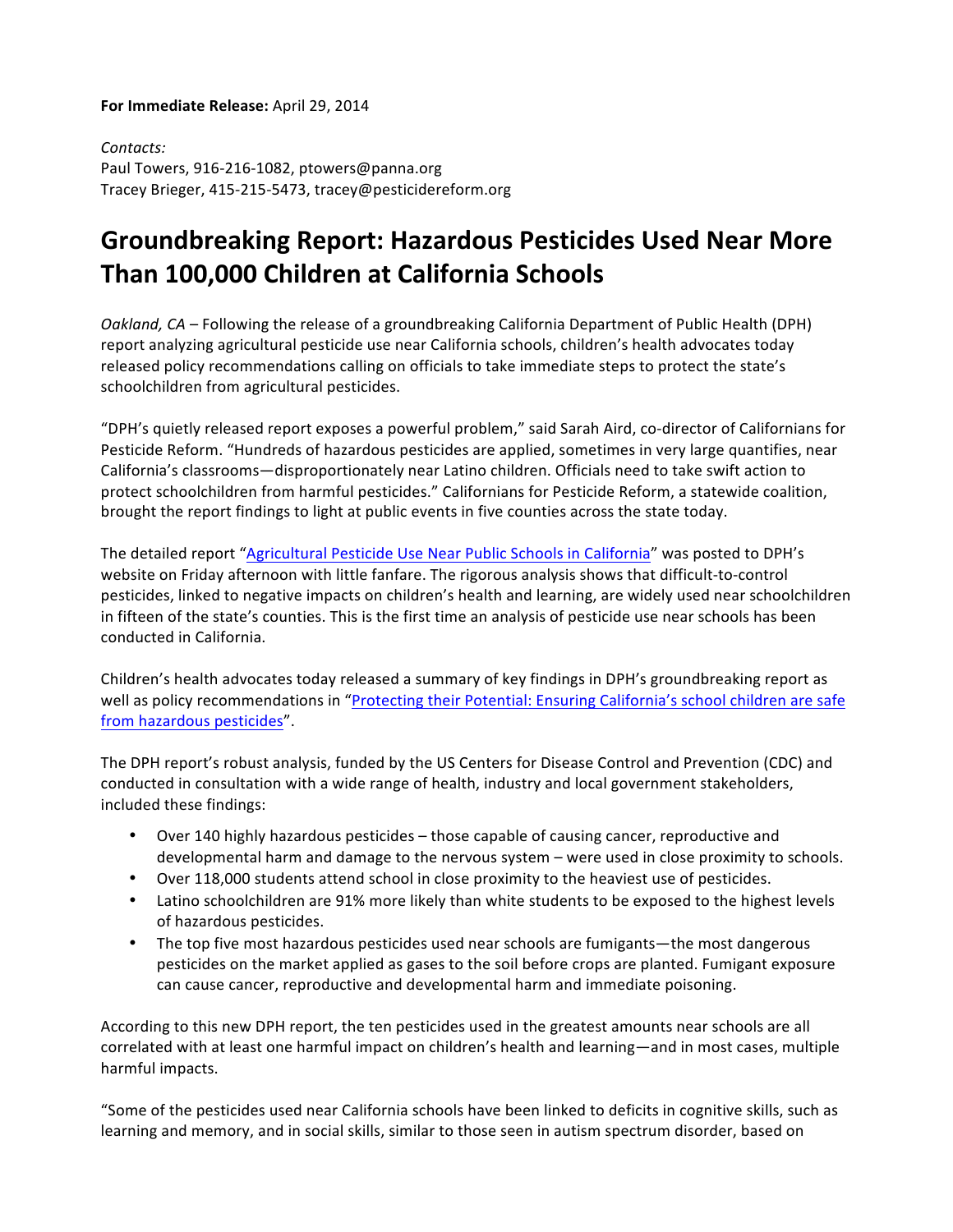**For Immediate Release:** April 29, 2014

*Contacts:*
Paul Towers, 916-216-1082, ptowers@panna.org
Tracey Brieger, 415-215-5473, tracey@pesticidereform.org

# Groundbreaking Report: Hazardous Pesticides Used Near More Than 100,000 Children at California Schools

*Oakland, CA* – Following the release of a groundbreaking California Department of Public Health (DPH) report analyzing agricultural pesticide use near California schools, children's health advocates today released policy recommendations calling on officials to take immediate steps to protect the state's schoolchildren from agricultural pesticides.

"DPH's quietly released report exposes a powerful problem," said Sarah Aird, co-director of Californians for Pesticide Reform. "Hundreds of hazardous pesticides are applied, sometimes in very large quantifies, near California's classrooms—disproportionately near Latino children. Officials need to take swift action to protect schoolchildren from harmful pesticides." Californians for Pesticide Reform, a statewide coalition, brought the report findings to light at public events in five counties across the state today.

The detailed report "Agricultural Pesticide Use Near Public Schools in California" was posted to DPH's website on Friday afternoon with little fanfare. The rigorous analysis shows that difficult-to-control pesticides, linked to negative impacts on children's health and learning, are widely used near schoolchildren in fifteen of the state's counties. This is the first time an analysis of pesticide use near schools has been conducted in California.

Children's health advocates today released a summary of key findings in DPH's groundbreaking report as well as policy recommendations in "Protecting their Potential: Ensuring California's school children are safe from hazardous pesticides".

The DPH report's robust analysis, funded by the US Centers for Disease Control and Prevention (CDC) and conducted in consultation with a wide range of health, industry and local government stakeholders, included these findings:

- Over 140 highly hazardous pesticides – those capable of causing cancer, reproductive and developmental harm and damage to the nervous system – were used in close proximity to schools.
- Over 118,000 students attend school in close proximity to the heaviest use of pesticides.
- Latino schoolchildren are 91% more likely than white students to be exposed to the highest levels of hazardous pesticides.
- The top five most hazardous pesticides used near schools are fumigants—the most dangerous pesticides on the market applied as gases to the soil before crops are planted. Fumigant exposure can cause cancer, reproductive and developmental harm and immediate poisoning.

According to this new DPH report, the ten pesticides used in the greatest amounts near schools are all correlated with at least one harmful impact on children's health and learning—and in most cases, multiple harmful impacts.

"Some of the pesticides used near California schools have been linked to deficits in cognitive skills, such as learning and memory, and in social skills, similar to those seen in autism spectrum disorder, based on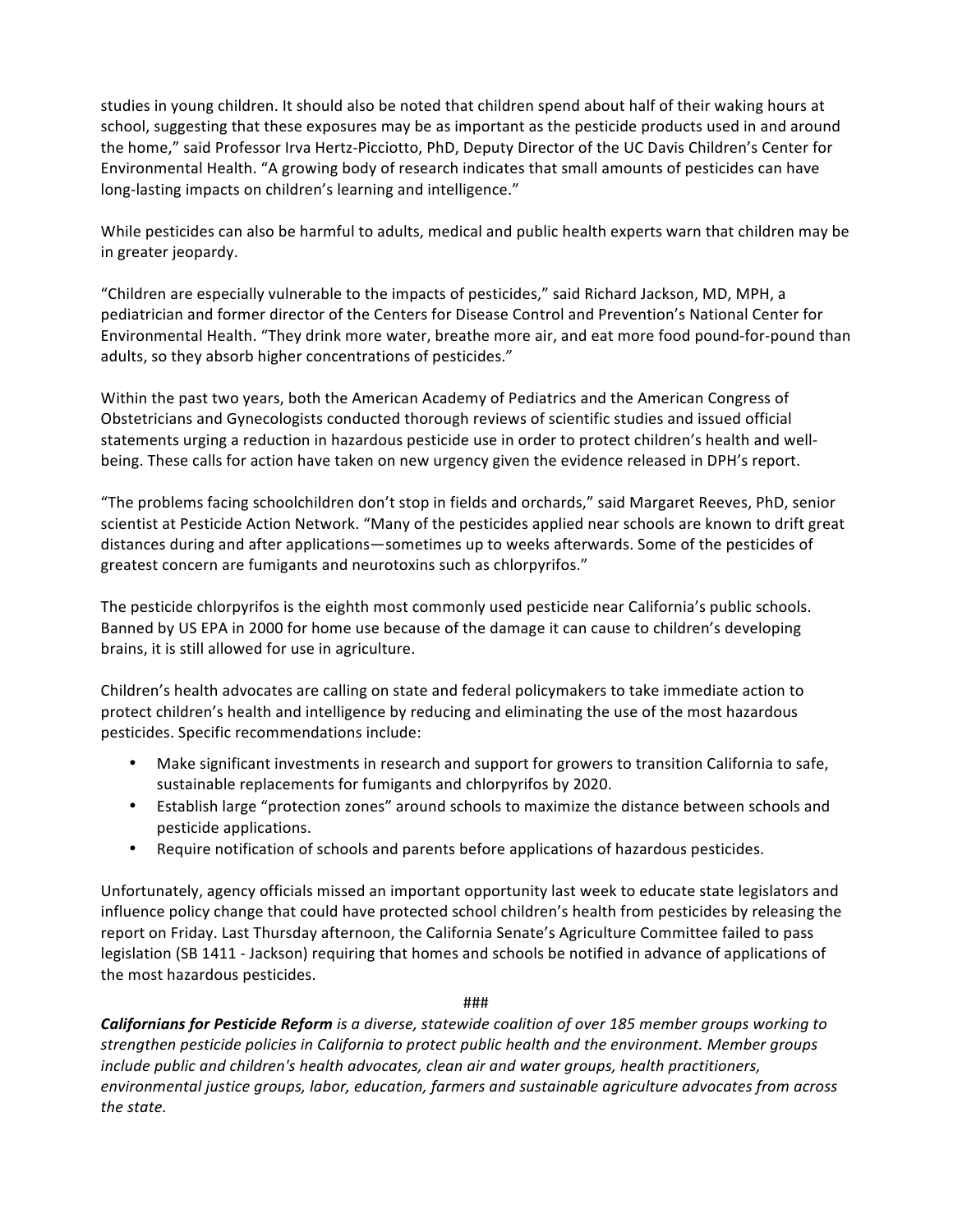studies in young children. It should also be noted that children spend about half of their waking hours at school, suggesting that these exposures may be as important as the pesticide products used in and around the home," said Professor Irva Hertz-Picciotto, PhD, Deputy Director of the UC Davis Children's Center for Environmental Health. "A growing body of research indicates that small amounts of pesticides can have long-lasting impacts on children's learning and intelligence."

While pesticides can also be harmful to adults, medical and public health experts warn that children may be in greater jeopardy.

"Children are especially vulnerable to the impacts of pesticides," said Richard Jackson, MD, MPH, a pediatrician and former director of the Centers for Disease Control and Prevention's National Center for Environmental Health. "They drink more water, breathe more air, and eat more food pound-for-pound than adults, so they absorb higher concentrations of pesticides."

Within the past two years, both the American Academy of Pediatrics and the American Congress of Obstetricians and Gynecologists conducted thorough reviews of scientific studies and issued official statements urging a reduction in hazardous pesticide use in order to protect children's health and well-being. These calls for action have taken on new urgency given the evidence released in DPH's report.

"The problems facing schoolchildren don't stop in fields and orchards," said Margaret Reeves, PhD, senior scientist at Pesticide Action Network. "Many of the pesticides applied near schools are known to drift great distances during and after applications—sometimes up to weeks afterwards. Some of the pesticides of greatest concern are fumigants and neurotoxins such as chlorpyrifos."

The pesticide chlorpyrifos is the eighth most commonly used pesticide near California's public schools. Banned by US EPA in 2000 for home use because of the damage it can cause to children's developing brains, it is still allowed for use in agriculture.

Children's health advocates are calling on state and federal policymakers to take immediate action to protect children's health and intelligence by reducing and eliminating the use of the most hazardous pesticides. Specific recommendations include:

- Make significant investments in research and support for growers to transition California to safe, sustainable replacements for fumigants and chlorpyrifos by 2020.
- Establish large "protection zones" around schools to maximize the distance between schools and pesticide applications.
- Require notification of schools and parents before applications of hazardous pesticides.

Unfortunately, agency officials missed an important opportunity last week to educate state legislators and influence policy change that could have protected school children's health from pesticides by releasing the report on Friday. Last Thursday afternoon, the California Senate's Agriculture Committee failed to pass legislation (SB 1411 - Jackson) requiring that homes and schools be notified in advance of applications of the most hazardous pesticides.

###

***Californians for Pesticide Reform*** *is a diverse, statewide coalition of over 185 member groups working to strengthen pesticide policies in California to protect public health and the environment. Member groups include public and children's health advocates, clean air and water groups, health practitioners, environmental justice groups, labor, education, farmers and sustainable agriculture advocates from across the state.*